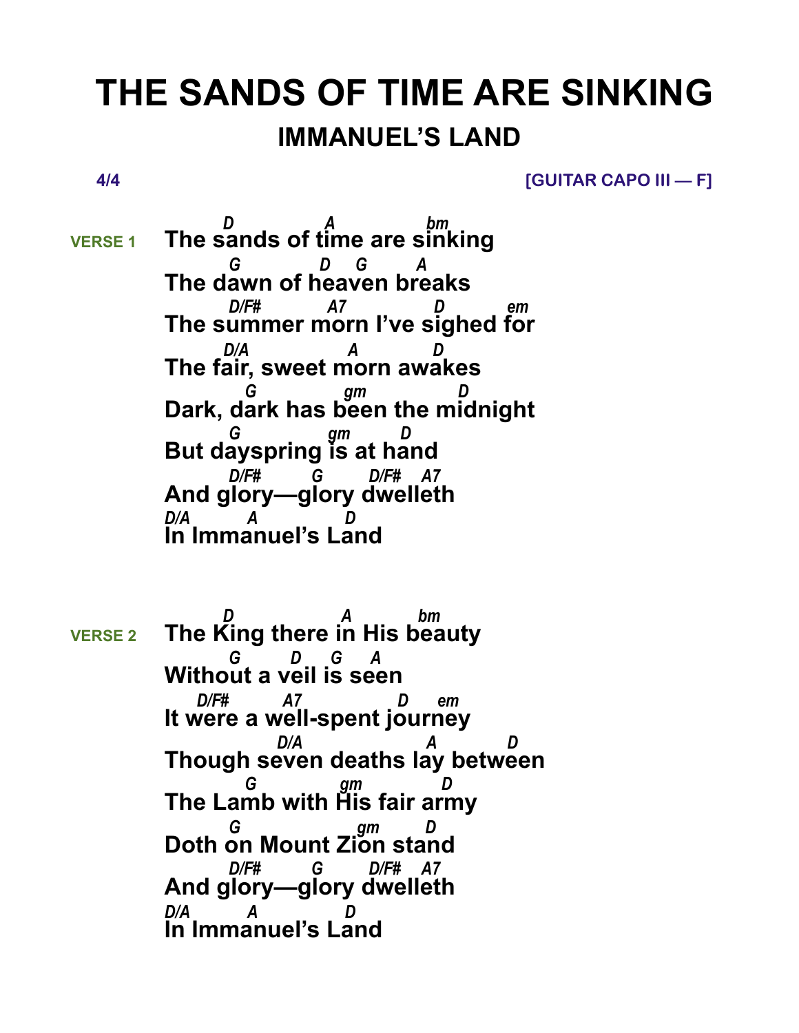# THE SANDS OF TIME ARE SINKING

## IMMANUEL'S LAND

4/4 [GUITAR CAPO III — F]

**VERSE 1**

```
        D             A           bm
The sands of time are sinking
         G         D    G       A
The dawn of heaven breaks
         D/F#         A7          D        em
The summer morn I've sighed for
        D/A              A         D
The fair, sweet morn awakes
          G           gm              D
Dark, dark has been the midnight
        G              gm         D
But dayspring is at hand
          D/F#        G        D/F#   A7
And glory—glory dwelleth
D/A         A           D
In Immanuel's Land
```

**VERSE 2**

```
        D               A          bm
The King there in His beauty
          G       D    G     A
Without a veil is seen
     D/F#       A7              D     em
It were a well-spent journey
                 D/A                A         D
Though seven deaths lay between
          G             gm            D
The Lamb with His fair army
        G                 gm        D
Doth on Mount Zion stand
          D/F#        G        D/F#   A7
And glory—glory dwelleth
D/A         A           D
In Immanuel's Land
```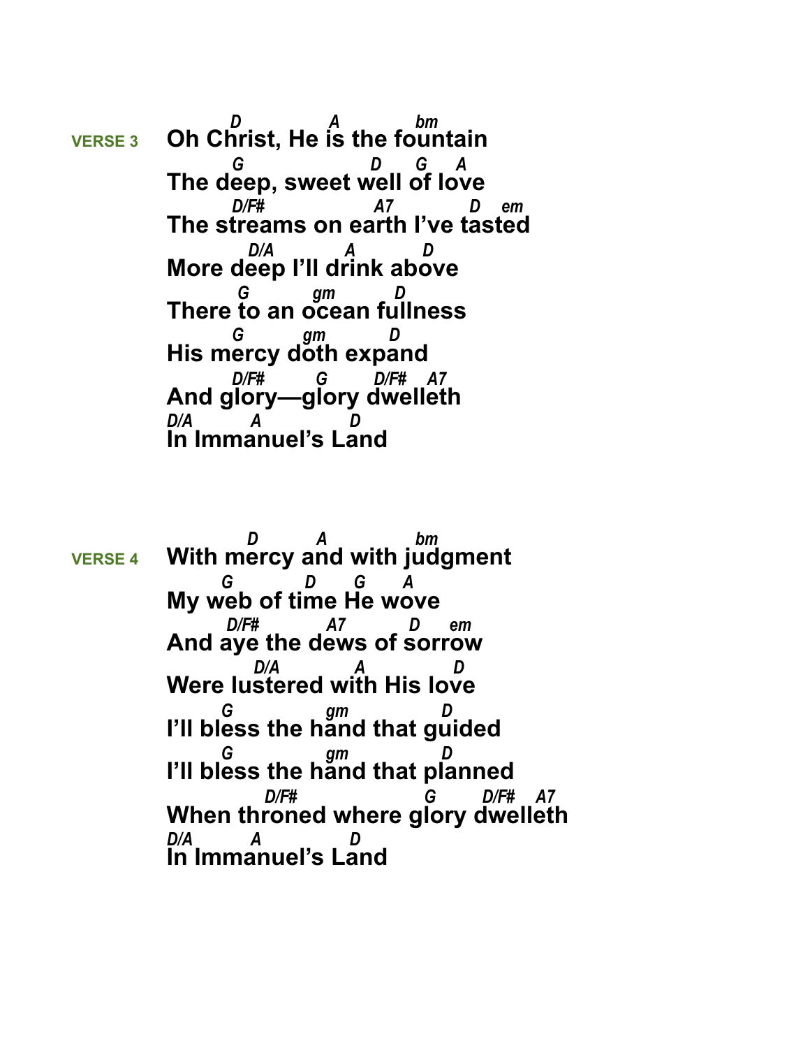**VERSE 3**

```
     D          A           bm
Oh Christ, He is the fountain
     G                  D    G    A
The deep, sweet well of love
     D/F#               A7          D   em
The streams on earth I've tasted
        D/A       A        D
More deep I'll drink above
      G         gm        D
There to an ocean fullness
      G        gm        D
His mercy doth expand
      D/F#       G        D/F#   A7
And glory—glory dwelleth
D/A        A           D
In Immanuel's Land
```

**VERSE 4**

```
          D        A            bm
With mercy and with judgment
    G          D     G     A
My web of time He wove
    D/F#          A7          D     em
And aye the dews of sorrow
         D/A           A          D
Were lustered with His love
    G             gm           D
I'll bless the hand that guided
    G             gm           D
I'll bless the hand that planned
           D/F#                  G       D/F#   A7
When throned where glory dwelleth
D/A        A           D
In Immanuel's Land
```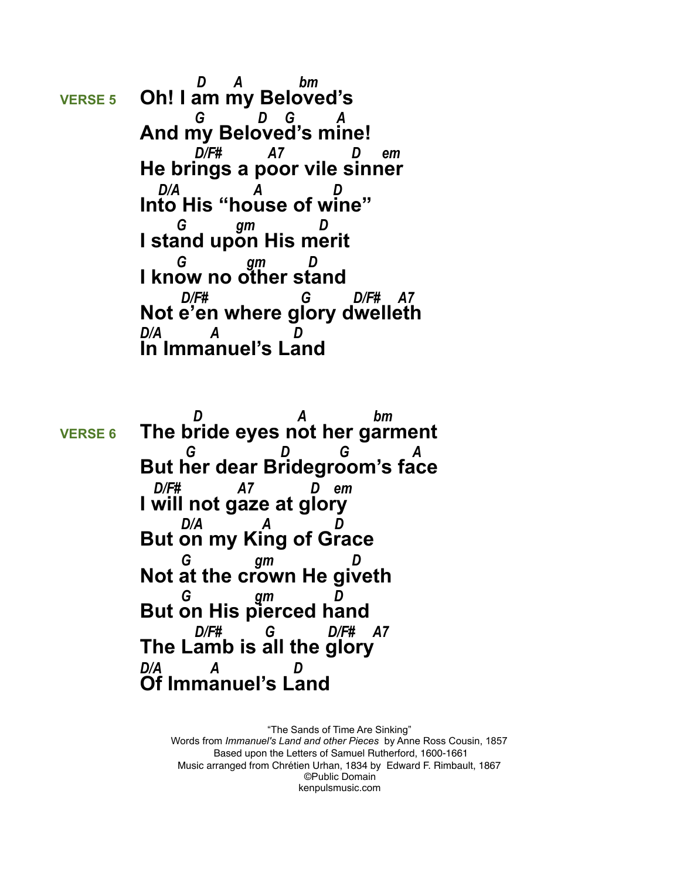**VERSE 5**

```
     D      A         bm
Oh! I am my Beloved's
         G          D   G       A
And my Beloved's mine!
       D/F#          A7            D     em
He brings a poor vile sinner
   D/A             A             D
Into His "house of wine"
    G         gm           D
I stand upon His merit
    G          gm          D
I know no other stand
     D/F#                 G        D/F#   A7
Not e'en where glory dwelleth
D/A        A            D
In Immanuel's Land
```

**VERSE 6**

```
         D                    A           bm
The bride eyes not her garment
       G                 D         G             A
But her dear Bridegroom's face
  D/F#          A7          D   em
I will not gaze at glory
     D/A           A          D
But on my King of Grace
     G          gm             D
Not at the crown He giveth
     G           gm           D
But on His pierced hand
         D/F#       G         D/F#    A7
The Lamb is all the glory
D/A          A             D
Of Immanuel's Land
```

"The Sands of Time Are Sinking"
Words from *Immanuel's Land and other Pieces* by Anne Ross Cousin, 1857
Based upon the Letters of Samuel Rutherford, 1600-1661
Music arranged from Chrétien Urhan, 1834 by Edward F. Rimbault, 1867
©Public Domain
kenpulsmusic.com